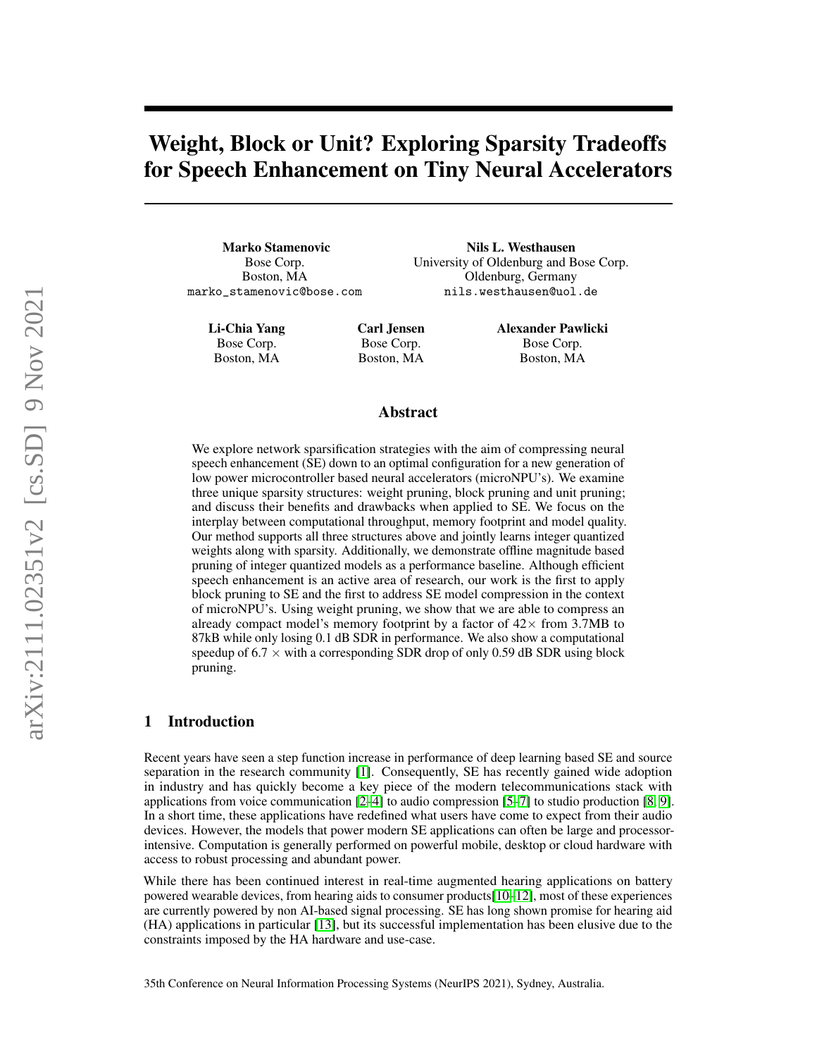# Weight, Block or Unit? Exploring Sparsity Tradeoffs for Speech Enhancement on Tiny Neural Accelerators

**Marko Stamenovic**
Bose Corp.
Boston, MA
marko_stamenovic@bose.com

**Nils L. Westhausen**
University of Oldenburg and Bose Corp.
Oldenburg, Germany
nils.westhausen@uol.de

**Li-Chia Yang**
Bose Corp.
Boston, MA

**Carl Jensen**
Bose Corp.
Boston, MA

**Alexander Pawlicki**
Bose Corp.
Boston, MA

## Abstract

We explore network sparsification strategies with the aim of compressing neural speech enhancement (SE) down to an optimal configuration for a new generation of low power microcontroller based neural accelerators (microNPU's). We examine three unique sparsity structures: weight pruning, block pruning and unit pruning; and discuss their benefits and drawbacks when applied to SE. We focus on the interplay between computational throughput, memory footprint and model quality. Our method supports all three structures above and jointly learns integer quantized weights along with sparsity. Additionally, we demonstrate offline magnitude based pruning of integer quantized models as a performance baseline. Although efficient speech enhancement is an active area of research, our work is the first to apply block pruning to SE and the first to address SE model compression in the context of microNPU's. Using weight pruning, we show that we are able to compress an already compact model's memory footprint by a factor of $42\times$ from 3.7MB to 87kB while only losing 0.1 dB SDR in performance. We also show a computational speedup of $6.7\times$ with a corresponding SDR drop of only 0.59 dB SDR using block pruning.

## 1 Introduction

Recent years have seen a step function increase in performance of deep learning based SE and source separation in the research community [1]. Consequently, SE has recently gained wide adoption in industry and has quickly become a key piece of the modern telecommunications stack with applications from voice communication [2–4] to audio compression [5–7] to studio production [8, 9]. In a short time, these applications have redefined what users have come to expect from their audio devices. However, the models that power modern SE applications can often be large and processor-intensive. Computation is generally performed on powerful mobile, desktop or cloud hardware with access to robust processing and abundant power.

While there has been continued interest in real-time augmented hearing applications on battery powered wearable devices, from hearing aids to consumer products[10–12], most of these experiences are currently powered by non AI-based signal processing. SE has long shown promise for hearing aid (HA) applications in particular [13], but its successful implementation has been elusive due to the constraints imposed by the HA hardware and use-case.

35th Conference on Neural Information Processing Systems (NeurIPS 2021), Sydney, Australia.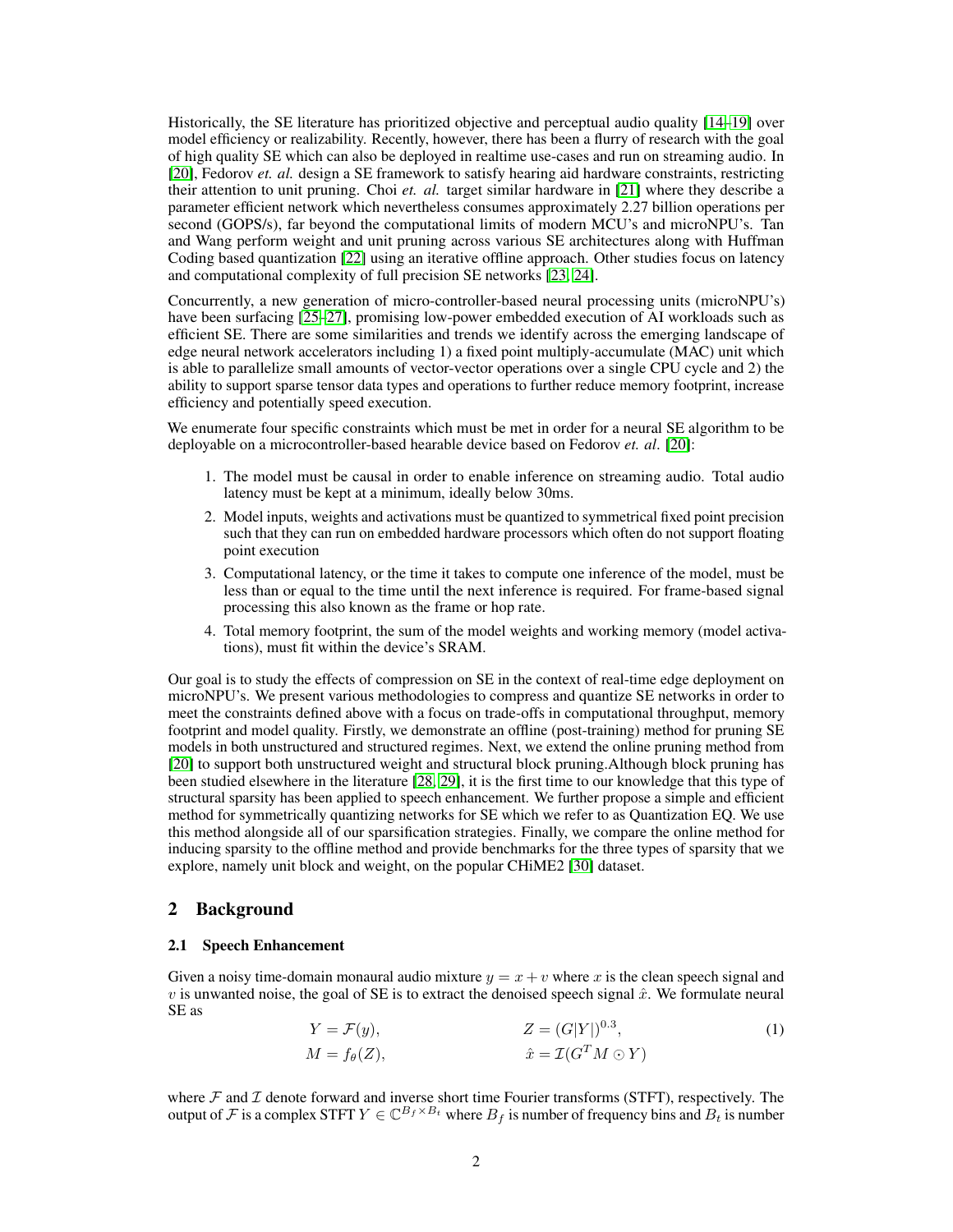Historically, the SE literature has prioritized objective and perceptual audio quality [14–19] over model efficiency or realizability. Recently, however, there has been a flurry of research with the goal of high quality SE which can also be deployed in realtime use-cases and run on streaming audio. In [20], Fedorov *et. al.* design a SE framework to satisfy hearing aid hardware constraints, restricting their attention to unit pruning. Choi *et. al.* target similar hardware in [21] where they describe a parameter efficient network which nevertheless consumes approximately 2.27 billion operations per second (GOPS/s), far beyond the computational limits of modern MCU's and microNPU's. Tan and Wang perform weight and unit pruning across various SE architectures along with Huffman Coding based quantization [22] using an iterative offline approach. Other studies focus on latency and computational complexity of full precision SE networks [23, 24].

Concurrently, a new generation of micro-controller-based neural processing units (microNPU's) have been surfacing [25–27], promising low-power embedded execution of AI workloads such as efficient SE. There are some similarities and trends we identify across the emerging landscape of edge neural network accelerators including 1) a fixed point multiply-accumulate (MAC) unit which is able to parallelize small amounts of vector-vector operations over a single CPU cycle and 2) the ability to support sparse tensor data types and operations to further reduce memory footprint, increase efficiency and potentially speed execution.

We enumerate four specific constraints which must be met in order for a neural SE algorithm to be deployable on a microcontroller-based hearable device based on Fedorov *et. al*. [20]:

1. The model must be causal in order to enable inference on streaming audio. Total audio latency must be kept at a minimum, ideally below 30ms.
2. Model inputs, weights and activations must be quantized to symmetrical fixed point precision such that they can run on embedded hardware processors which often do not support floating point execution
3. Computational latency, or the time it takes to compute one inference of the model, must be less than or equal to the time until the next inference is required. For frame-based signal processing this also known as the frame or hop rate.
4. Total memory footprint, the sum of the model weights and working memory (model activations), must fit within the device's SRAM.

Our goal is to study the effects of compression on SE in the context of real-time edge deployment on microNPU's. We present various methodologies to compress and quantize SE networks in order to meet the constraints defined above with a focus on trade-offs in computational throughput, memory footprint and model quality. Firstly, we demonstrate an offline (post-training) method for pruning SE models in both unstructured and structured regimes. Next, we extend the online pruning method from [20] to support both unstructured weight and structural block pruning.Although block pruning has been studied elsewhere in the literature [28, 29], it is the first time to our knowledge that this type of structural sparsity has been applied to speech enhancement. We further propose a simple and efficient method for symmetrically quantizing networks for SE which we refer to as Quantization EQ. We use this method alongside all of our sparsification strategies. Finally, we compare the online method for inducing sparsity to the offline method and provide benchmarks for the three types of sparsity that we explore, namely unit block and weight, on the popular CHiME2 [30] dataset.

## 2 Background

### 2.1 Speech Enhancement

Given a noisy time-domain monaural audio mixture $y = x + v$ where $x$ is the clean speech signal and $v$ is unwanted noise, the goal of SE is to extract the denoised speech signal $\hat{x}$. We formulate neural SE as

$$
\begin{aligned}
Y &= \mathcal{F}(y), \qquad & Z &= (G|Y|)^{0.3}, \\
M &= f_\theta(Z), \qquad & \hat{x} &= \mathcal{I}(G^T M \odot Y)
\end{aligned}
\tag{1}
$$

where $\mathcal{F}$ and $\mathcal{I}$ denote forward and inverse short time Fourier transforms (STFT), respectively. The output of $\mathcal{F}$ is a complex STFT $Y \in \mathbb{C}^{B_f \times B_t}$ where $B_f$ is number of frequency bins and $B_t$ is number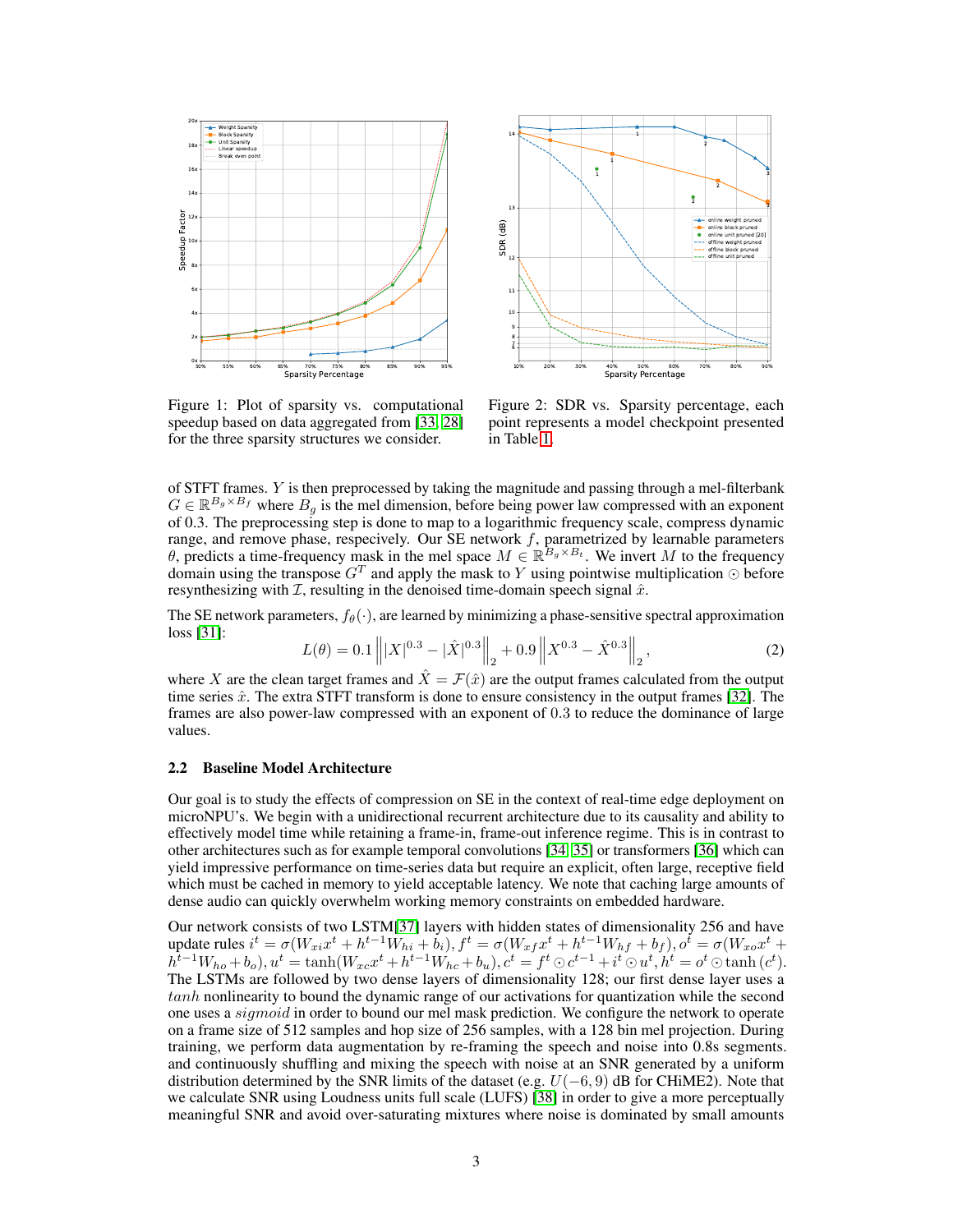Figure 1: Plot of sparsity vs. computational speedup based on data aggregated from [33, 28] for the three sparsity structures we consider.

Figure 2: SDR vs. Sparsity percentage, each point represents a model checkpoint presented in Table 1.

of STFT frames. $Y$ is then preprocessed by taking the magnitude and passing through a mel-filterbank $G \in \mathbb{R}^{B_g \times B_f}$ where $B_g$ is the mel dimension, before being power law compressed with an exponent of 0.3. The preprocessing step is done to map to a logarithmic frequency scale, compress dynamic range, and remove phase, respecively. Our SE network $f$, parametrized by learnable parameters $\theta$, predicts a time-frequency mask in the mel space $M \in \mathbb{R}^{B_g \times B_t}$. We invert $M$ to the frequency domain using the transpose $G^T$ and apply the mask to $Y$ using pointwise multiplication $\odot$ before resynthesizing with $\mathcal{I}$, resulting in the denoised time-domain speech signal $\hat{x}$.

The SE network parameters, $f_\theta(\cdot)$, are learned by minimizing a phase-sensitive spectral approximation loss [31]:

$$L(\theta) = 0.1 \left\| |X|^{0.3} - |\hat{X}|^{0.3} \right\|_2 + 0.9 \left\| X^{0.3} - \hat{X}^{0.3} \right\|_2, \tag{2}$$

where $X$ are the clean target frames and $\hat{X} = \mathcal{F}(\hat{x})$ are the output frames calculated from the output time series $\hat{x}$. The extra STFT transform is done to ensure consistency in the output frames [32]. The frames are also power-law compressed with an exponent of 0.3 to reduce the dominance of large values.

### 2.2 Baseline Model Architecture

Our goal is to study the effects of compression on SE in the context of real-time edge deployment on microNPU's. We begin with a unidirectional recurrent architecture due to its causality and ability to effectively model time while retaining a frame-in, frame-out inference regime. This is in contrast to other architectures such as for example temporal convolutions [34, 35] or transformers [36] which can yield impressive performance on time-series data but require an explicit, often large, receptive field which must be cached in memory to yield acceptable latency. We note that caching large amounts of dense audio can quickly overwhelm working memory constraints on embedded hardware.

Our network consists of two LSTM[37] layers with hidden states of dimensionality 256 and have update rules $i^t = \sigma(W_{xi}x^t + h^{t-1}W_{hi} + b_i), f^t = \sigma(W_{xf}x^t + h^{t-1}W_{hf} + b_f), o^t = \sigma(W_{xo}x^t + h^{t-1}W_{ho} + b_o), u^t = \tanh(W_{xc}x^t + h^{t-1}W_{hc} + b_u), c^t = f^t \odot c^{t-1} + i^t \odot u^t, h^t = o^t \odot \tanh(c^t)$. The LSTMs are followed by two dense layers of dimensionality 128; our first dense layer uses a $tanh$ nonlinearity to bound the dynamic range of our activations for quantization while the second one uses a $sigmoid$ in order to bound our mel mask prediction. We configure the network to operate on a frame size of 512 samples and hop size of 256 samples, with a 128 bin mel projection. During training, we perform data augmentation by re-framing the speech and noise into 0.8s segments. and continuously shuffling and mixing the speech with noise at an SNR generated by a uniform distribution determined by the SNR limits of the dataset (e.g. $U(-6, 9)$ dB for CHiME2). Note that we calculate SNR using Loudness units full scale (LUFS) [38] in order to give a more perceptually meaningful SNR and avoid over-saturating mixtures where noise is dominated by small amounts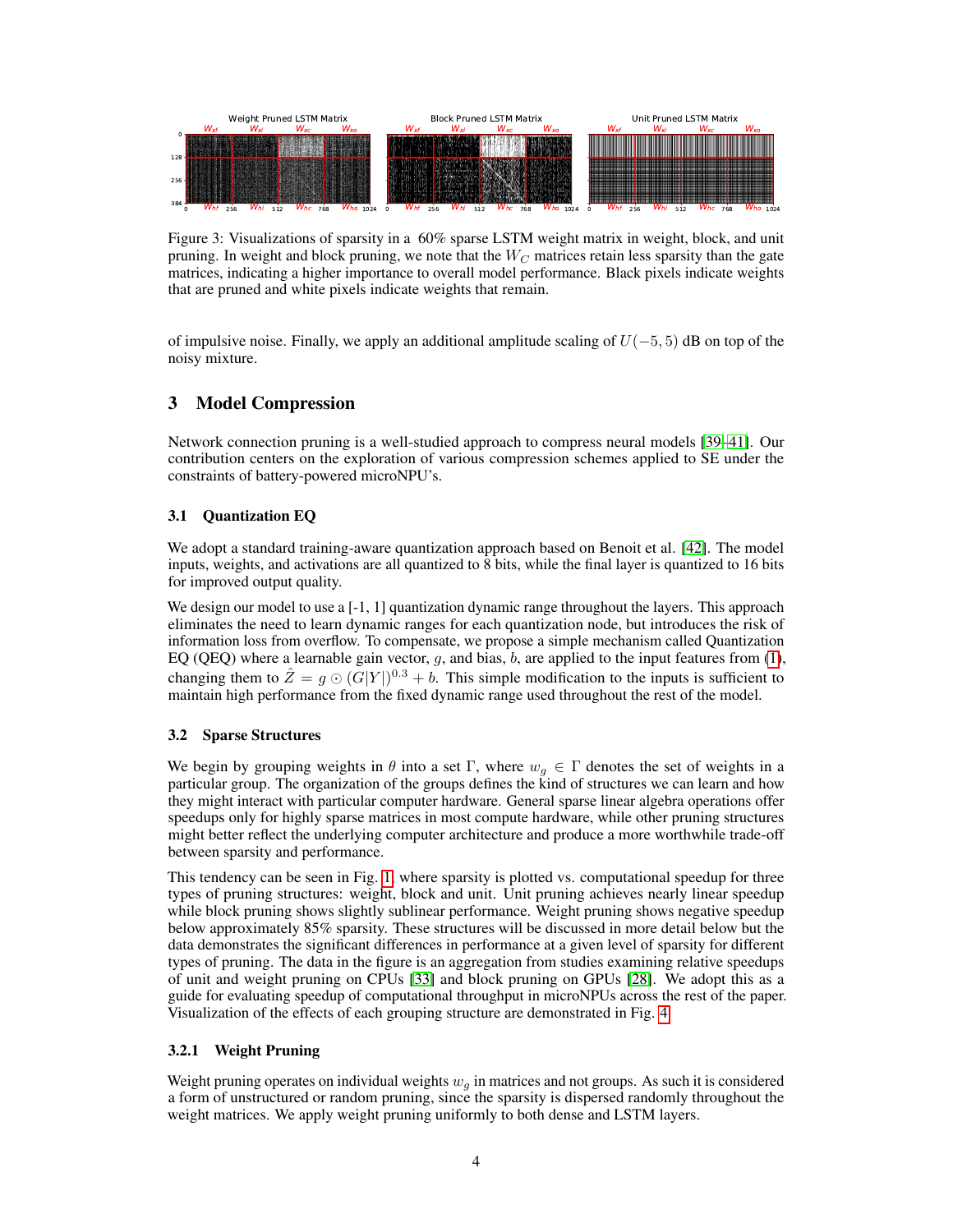Figure 3: Visualizations of sparsity in a 60% sparse LSTM weight matrix in weight, block, and unit pruning. In weight and block pruning, we note that the $W_C$ matrices retain less sparsity than the gate matrices, indicating a higher importance to overall model performance. Black pixels indicate weights that are pruned and white pixels indicate weights that remain.

of impulsive noise. Finally, we apply an additional amplitude scaling of $U(-5, 5)$ dB on top of the noisy mixture.

## 3 Model Compression

Network connection pruning is a well-studied approach to compress neural models [39–41]. Our contribution centers on the exploration of various compression schemes applied to SE under the constraints of battery-powered microNPU's.

### 3.1 Quantization EQ

We adopt a standard training-aware quantization approach based on Benoit et al. [42]. The model inputs, weights, and activations are all quantized to 8 bits, while the final layer is quantized to 16 bits for improved output quality.

We design our model to use a [-1, 1] quantization dynamic range throughout the layers. This approach eliminates the need to learn dynamic ranges for each quantization node, but introduces the risk of information loss from overflow. To compensate, we propose a simple mechanism called Quantization EQ (QEQ) where a learnable gain vector, $g$, and bias, $b$, are applied to the input features from (1), changing them to $\hat{Z} = g \odot (G|Y|)^{0.3} + b$. This simple modification to the inputs is sufficient to maintain high performance from the fixed dynamic range used throughout the rest of the model.

### 3.2 Sparse Structures

We begin by grouping weights in $\theta$ into a set $\Gamma$, where $w_g \in \Gamma$ denotes the set of weights in a particular group. The organization of the groups defines the kind of structures we can learn and how they might interact with particular computer hardware. General sparse linear algebra operations offer speedups only for highly sparse matrices in most compute hardware, while other pruning structures might better reflect the underlying computer architecture and produce a more worthwhile trade-off between sparsity and performance.

This tendency can be seen in Fig. 1, where sparsity is plotted vs. computational speedup for three types of pruning structures: weight, block and unit. Unit pruning achieves nearly linear speedup while block pruning shows slightly sublinear performance. Weight pruning shows negative speedup below approximately 85% sparsity. These structures will be discussed in more detail below but the data demonstrates the significant differences in performance at a given level of sparsity for different types of pruning. The data in the figure is an aggregation from studies examining relative speedups of unit and weight pruning on CPUs [33] and block pruning on GPUs [28]. We adopt this as a guide for evaluating speedup of computational throughput in microNPUs across the rest of the paper. Visualization of the effects of each grouping structure are demonstrated in Fig. 4.

#### 3.2.1 Weight Pruning

Weight pruning operates on individual weights $w_g$ in matrices and not groups. As such it is considered a form of unstructured or random pruning, since the sparsity is dispersed randomly throughout the weight matrices. We apply weight pruning uniformly to both dense and LSTM layers.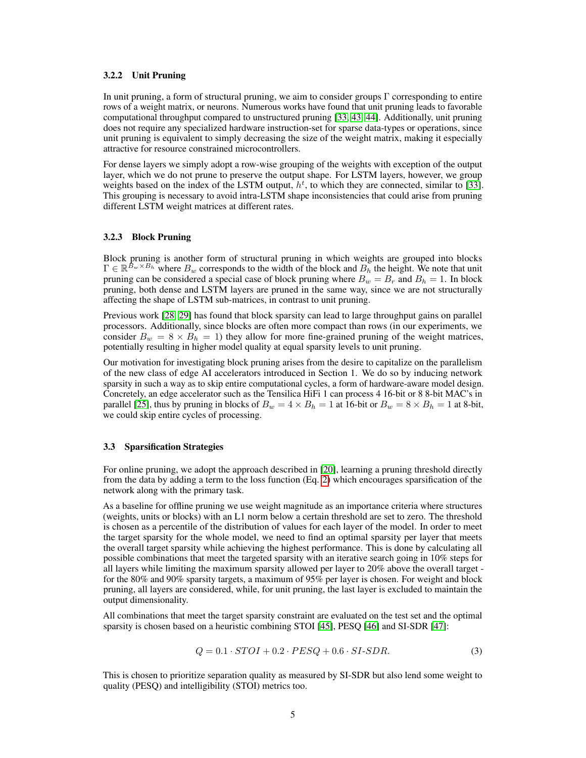#### 3.2.2 Unit Pruning

In unit pruning, a form of structural pruning, we aim to consider groups $\Gamma$ corresponding to entire rows of a weight matrix, or neurons. Numerous works have found that unit pruning leads to favorable computational throughput compared to unstructured pruning [33, 43, 44]. Additionally, unit pruning does not require any specialized hardware instruction-set for sparse data-types or operations, since unit pruning is equivalent to simply decreasing the size of the weight matrix, making it especially attractive for resource constrained microcontrollers.

For dense layers we simply adopt a row-wise grouping of the weights with exception of the output layer, which we do not prune to preserve the output shape. For LSTM layers, however, we group weights based on the index of the LSTM output, $h^t$, to which they are connected, similar to [33]. This grouping is necessary to avoid intra-LSTM shape inconsistencies that could arise from pruning different LSTM weight matrices at different rates.

#### 3.2.3 Block Pruning

Block pruning is another form of structural pruning in which weights are grouped into blocks $\Gamma \in \mathbb{R}^{B_w \times B_h}$ where $B_w$ corresponds to the width of the block and $B_h$ the height. We note that unit pruning can be considered a special case of block pruning where $B_w = B_r$ and $B_h = 1$. In block pruning, both dense and LSTM layers are pruned in the same way, since we are not structurally affecting the shape of LSTM sub-matrices, in contrast to unit pruning.

Previous work [28, 29] has found that block sparsity can lead to large throughput gains on parallel processors. Additionally, since blocks are often more compact than rows (in our experiments, we consider $B_w = 8 \times B_h = 1$) they allow for more fine-grained pruning of the weight matrices, potentially resulting in higher model quality at equal sparsity levels to unit pruning.

Our motivation for investigating block pruning arises from the desire to capitalize on the parallelism of the new class of edge AI accelerators introduced in Section 1. We do so by inducing network sparsity in such a way as to skip entire computational cycles, a form of hardware-aware model design. Concretely, an edge accelerator such as the Tensilica HiFi 1 can process 4 16-bit or 8 8-bit MAC's in parallel [25], thus by pruning in blocks of $B_w = 4 \times B_h = 1$ at 16-bit or $B_w = 8 \times B_h = 1$ at 8-bit, we could skip entire cycles of processing.

### 3.3 Sparsification Strategies

For online pruning, we adopt the approach described in [20], learning a pruning threshold directly from the data by adding a term to the loss function (Eq. 2) which encourages sparsification of the network along with the primary task.

As a baseline for offline pruning we use weight magnitude as an importance criteria where structures (weights, units or blocks) with an L1 norm below a certain threshold are set to zero. The threshold is chosen as a percentile of the distribution of values for each layer of the model. In order to meet the target sparsity for the whole model, we need to find an optimal sparsity per layer that meets the overall target sparsity while achieving the highest performance. This is done by calculating all possible combinations that meet the targeted sparsity with an iterative search going in 10% steps for all layers while limiting the maximum sparsity allowed per layer to 20% above the overall target - for the 80% and 90% sparsity targets, a maximum of 95% per layer is chosen. For weight and block pruning, all layers are considered, while, for unit pruning, the last layer is excluded to maintain the output dimensionality.

All combinations that meet the target sparsity constraint are evaluated on the test set and the optimal sparsity is chosen based on a heuristic combining STOI [45], PESQ [46] and SI-SDR [47]:

$$Q = 0.1 \cdot STOI + 0.2 \cdot PESQ + 0.6 \cdot SI\text{-}SDR. \tag{3}$$

This is chosen to prioritize separation quality as measured by SI-SDR but also lend some weight to quality (PESQ) and intelligibility (STOI) metrics too.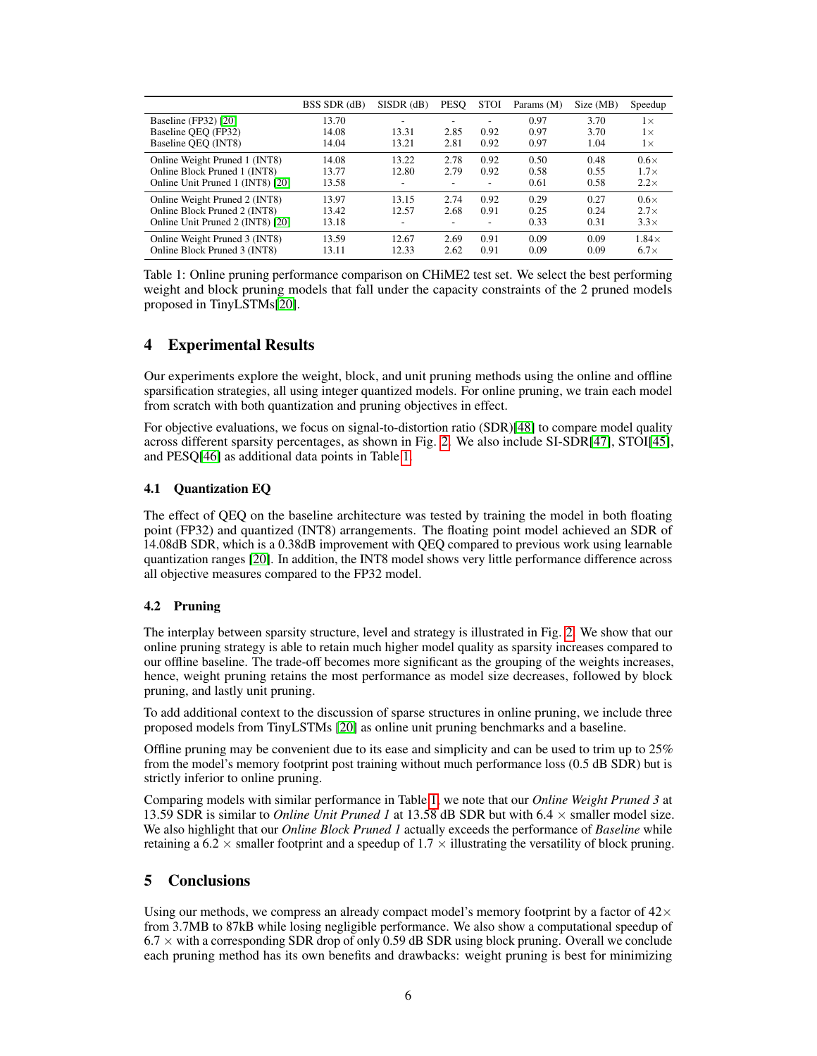| | BSS SDR (dB) | SISDR (dB) | PESQ | STOI | Params (M) | Size (MB) | Speedup |
|---|---|---|---|---|---|---|---|
| Baseline (FP32) [20] | 13.70 | - | - | - | 0.97 | 3.70 | 1× |
| Baseline QEQ (FP32) | 14.08 | 13.31 | 2.85 | 0.92 | 0.97 | 3.70 | 1× |
| Baseline QEQ (INT8) | 14.04 | 13.21 | 2.81 | 0.92 | 0.97 | 1.04 | 1× |
| Online Weight Pruned 1 (INT8) | 14.08 | 13.22 | 2.78 | 0.92 | 0.50 | 0.48 | 0.6× |
| Online Block Pruned 1 (INT8) | 13.77 | 12.80 | 2.79 | 0.92 | 0.58 | 0.55 | 1.7× |
| Online Unit Pruned 1 (INT8) [20] | 13.58 | - | - | - | 0.61 | 0.58 | 2.2× |
| Online Weight Pruned 2 (INT8) | 13.97 | 13.15 | 2.74 | 0.92 | 0.29 | 0.27 | 0.6× |
| Online Block Pruned 2 (INT8) | 13.42 | 12.57 | 2.68 | 0.91 | 0.25 | 0.24 | 2.7× |
| Online Unit Pruned 2 (INT8) [20] | 13.18 | - | - | - | 0.33 | 0.31 | 3.3× |
| Online Weight Pruned 3 (INT8) | 13.59 | 12.67 | 2.69 | 0.91 | 0.09 | 0.09 | 1.84× |
| Online Block Pruned 3 (INT8) | 13.11 | 12.33 | 2.62 | 0.91 | 0.09 | 0.09 | 6.7× |

Table 1: Online pruning performance comparison on CHiME2 test set. We select the best performing weight and block pruning models that fall under the capacity constraints of the 2 pruned models proposed in TinyLSTMs[20].

# 4 Experimental Results

Our experiments explore the weight, block, and unit pruning methods using the online and offline sparsification strategies, all using integer quantized models. For online pruning, we train each model from scratch with both quantization and pruning objectives in effect.

For objective evaluations, we focus on signal-to-distortion ratio (SDR)[48] to compare model quality across different sparsity percentages, as shown in Fig. 2. We also include SI-SDR[47], STOI[45], and PESQ[46] as additional data points in Table 1.

## 4.1 Quantization EQ

The effect of QEQ on the baseline architecture was tested by training the model in both floating point (FP32) and quantized (INT8) arrangements. The floating point model achieved an SDR of 14.08dB SDR, which is a 0.38dB improvement with QEQ compared to previous work using learnable quantization ranges [20]. In addition, the INT8 model shows very little performance difference across all objective measures compared to the FP32 model.

## 4.2 Pruning

The interplay between sparsity structure, level and strategy is illustrated in Fig. 2. We show that our online pruning strategy is able to retain much higher model quality as sparsity increases compared to our offline baseline. The trade-off becomes more significant as the grouping of the weights increases, hence, weight pruning retains the most performance as model size decreases, followed by block pruning, and lastly unit pruning.

To add additional context to the discussion of sparse structures in online pruning, we include three proposed models from TinyLSTMs [20] as online unit pruning benchmarks and a baseline.

Offline pruning may be convenient due to its ease and simplicity and can be used to trim up to 25% from the model's memory footprint post training without much performance loss (0.5 dB SDR) but is strictly inferior to online pruning.

Comparing models with similar performance in Table 1, we note that our *Online Weight Pruned 3* at 13.59 SDR is similar to *Online Unit Pruned 1* at 13.58 dB SDR but with 6.4 × smaller model size. We also highlight that our *Online Block Pruned 1* actually exceeds the performance of *Baseline* while retaining a 6.2 × smaller footprint and a speedup of 1.7 × illustrating the versatility of block pruning.

# 5 Conclusions

Using our methods, we compress an already compact model's memory footprint by a factor of 42× from 3.7MB to 87kB while losing negligible performance. We also show a computational speedup of 6.7 × with a corresponding SDR drop of only 0.59 dB SDR using block pruning. Overall we conclude each pruning method has its own benefits and drawbacks: weight pruning is best for minimizing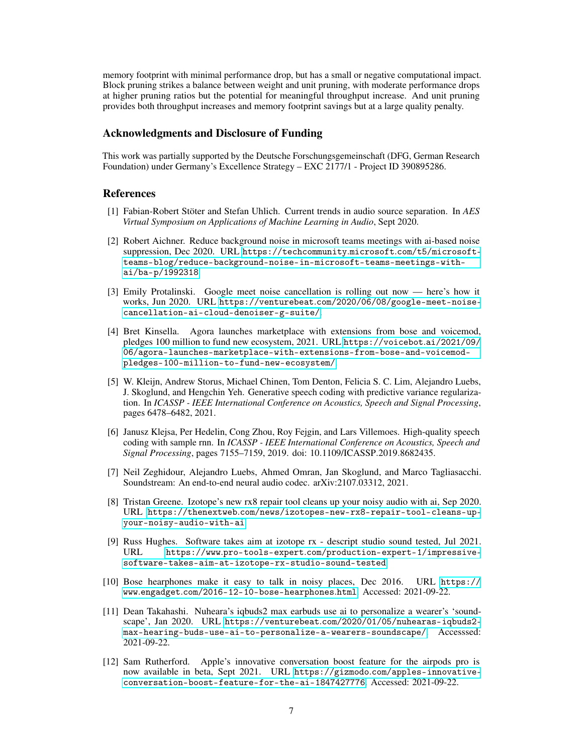memory footprint with minimal performance drop, but has a small or negative computational impact. Block pruning strikes a balance between weight and unit pruning, with moderate performance drops at higher pruning ratios but the potential for meaningful throughput increase. And unit pruning provides both throughput increases and memory footprint savings but at a large quality penalty.

## Acknowledgments and Disclosure of Funding

This work was partially supported by the Deutsche Forschungsgemeinschaft (DFG, German Research Foundation) under Germany's Excellence Strategy – EXC 2177/1 - Project ID 390895286.

## References

[1] Fabian-Robert Stöter and Stefan Uhlich. Current trends in audio source separation. In *AES Virtual Symposium on Applications of Machine Learning in Audio*, Sept 2020.

[2] Robert Aichner. Reduce background noise in microsoft teams meetings with ai-based noise suppression, Dec 2020. URL https://techcommunity.microsoft.com/t5/microsoft-teams-blog/reduce-background-noise-in-microsoft-teams-meetings-with-ai/ba-p/1992318.

[3] Emily Protalinski. Google meet noise cancellation is rolling out now — here's how it works, Jun 2020. URL https://venturebeat.com/2020/06/08/google-meet-noise-cancellation-ai-cloud-denoiser-g-suite/.

[4] Bret Kinsella. Agora launches marketplace with extensions from bose and voicemod, pledges 100 million to fund new ecosystem, 2021. URL https://voicebot.ai/2021/09/06/agora-launches-marketplace-with-extensions-from-bose-and-voicemod-pledges-100-million-to-fund-new-ecosystem/.

[5] W. Kleijn, Andrew Storus, Michael Chinen, Tom Denton, Felicia S. C. Lim, Alejandro Luebs, J. Skoglund, and Hengchin Yeh. Generative speech coding with predictive variance regularization. In *ICASSP - IEEE International Conference on Acoustics, Speech and Signal Processing*, pages 6478–6482, 2021.

[6] Janusz Klejsa, Per Hedelin, Cong Zhou, Roy Fejgin, and Lars Villemoes. High-quality speech coding with sample rnn. In *ICASSP - IEEE International Conference on Acoustics, Speech and Signal Processing*, pages 7155–7159, 2019. doi: 10.1109/ICASSP.2019.8682435.

[7] Neil Zeghidour, Alejandro Luebs, Ahmed Omran, Jan Skoglund, and Marco Tagliasacchi. Soundstream: An end-to-end neural audio codec. arXiv:2107.03312, 2021.

[8] Tristan Greene. Izotope's new rx8 repair tool cleans up your noisy audio with ai, Sep 2020. URL https://thenextweb.com/news/izotopes-new-rx8-repair-tool-cleans-up-your-noisy-audio-with-ai.

[9] Russ Hughes. Software takes aim at izotope rx - descript studio sound tested, Jul 2021. URL https://www.pro-tools-expert.com/production-expert-1/impressive-software-takes-aim-at-izotope-rx-studio-sound-tested.

[10] Bose hearphones make it easy to talk in noisy places, Dec 2016. URL https://www.engadget.com/2016-12-10-bose-hearphones.html. Accessed: 2021-09-22.

[11] Dean Takahashi. Nuheara's iqbuds2 max earbuds use ai to personalize a wearer's 'soundscape', Jan 2020. URL https://venturebeat.com/2020/01/05/nuhearas-iqbuds2-max-hearing-buds-use-ai-to-personalize-a-wearers-soundscape/. Accesssed: 2021-09-22.

[12] Sam Rutherford. Apple's innovative conversation boost feature for the airpods pro is now available in beta, Sept 2021. URL https://gizmodo.com/apples-innovative-conversation-boost-feature-for-the-ai-1847427776. Accessed: 2021-09-22.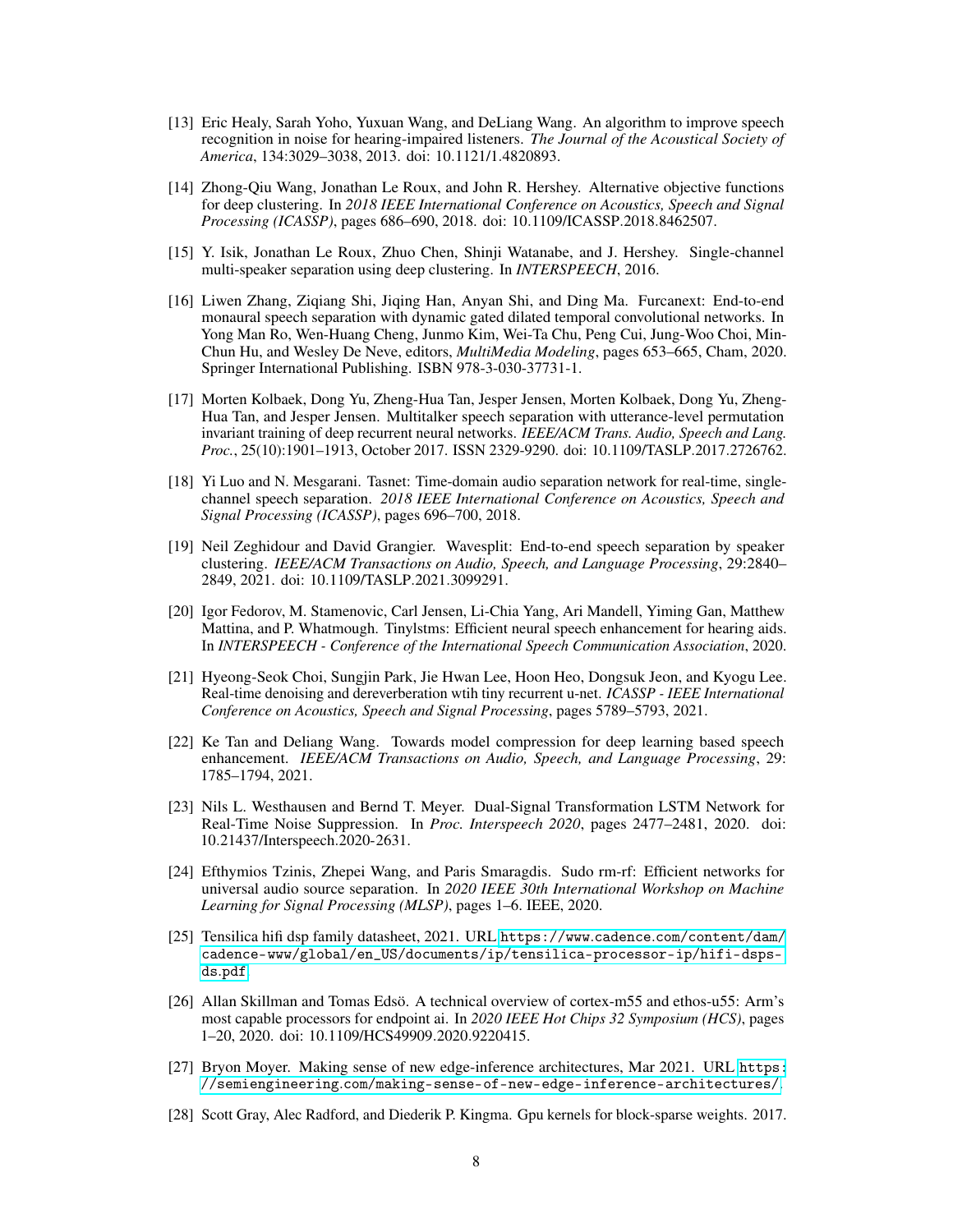[13] Eric Healy, Sarah Yoho, Yuxuan Wang, and DeLiang Wang. An algorithm to improve speech recognition in noise for hearing-impaired listeners. *The Journal of the Acoustical Society of America*, 134:3029–3038, 2013. doi: 10.1121/1.4820893.

[14] Zhong-Qiu Wang, Jonathan Le Roux, and John R. Hershey. Alternative objective functions for deep clustering. In *2018 IEEE International Conference on Acoustics, Speech and Signal Processing (ICASSP)*, pages 686–690, 2018. doi: 10.1109/ICASSP.2018.8462507.

[15] Y. Isik, Jonathan Le Roux, Zhuo Chen, Shinji Watanabe, and J. Hershey. Single-channel multi-speaker separation using deep clustering. In *INTERSPEECH*, 2016.

[16] Liwen Zhang, Ziqiang Shi, Jiqing Han, Anyan Shi, and Ding Ma. Furcanext: End-to-end monaural speech separation with dynamic gated dilated temporal convolutional networks. In Yong Man Ro, Wen-Huang Cheng, Junmo Kim, Wei-Ta Chu, Peng Cui, Jung-Woo Choi, Min-Chun Hu, and Wesley De Neve, editors, *MultiMedia Modeling*, pages 653–665, Cham, 2020. Springer International Publishing. ISBN 978-3-030-37731-1.

[17] Morten Kolbaek, Dong Yu, Zheng-Hua Tan, Jesper Jensen, Morten Kolbaek, Dong Yu, Zheng-Hua Tan, and Jesper Jensen. Multitalker speech separation with utterance-level permutation invariant training of deep recurrent neural networks. *IEEE/ACM Trans. Audio, Speech and Lang. Proc.*, 25(10):1901–1913, October 2017. ISSN 2329-9290. doi: 10.1109/TASLP.2017.2726762.

[18] Yi Luo and N. Mesgarani. Tasnet: Time-domain audio separation network for real-time, single-channel speech separation. *2018 IEEE International Conference on Acoustics, Speech and Signal Processing (ICASSP)*, pages 696–700, 2018.

[19] Neil Zeghidour and David Grangier. Wavesplit: End-to-end speech separation by speaker clustering. *IEEE/ACM Transactions on Audio, Speech, and Language Processing*, 29:2840–2849, 2021. doi: 10.1109/TASLP.2021.3099291.

[20] Igor Fedorov, M. Stamenovic, Carl Jensen, Li-Chia Yang, Ari Mandell, Yiming Gan, Matthew Mattina, and P. Whatmough. Tinylstms: Efficient neural speech enhancement for hearing aids. In *INTERSPEECH - Conference of the International Speech Communication Association*, 2020.

[21] Hyeong-Seok Choi, Sungjin Park, Jie Hwan Lee, Hoon Heo, Dongsuk Jeon, and Kyogu Lee. Real-time denoising and dereverberation wtih tiny recurrent u-net. *ICASSP - IEEE International Conference on Acoustics, Speech and Signal Processing*, pages 5789–5793, 2021.

[22] Ke Tan and Deliang Wang. Towards model compression for deep learning based speech enhancement. *IEEE/ACM Transactions on Audio, Speech, and Language Processing*, 29: 1785–1794, 2021.

[23] Nils L. Westhausen and Bernd T. Meyer. Dual-Signal Transformation LSTM Network for Real-Time Noise Suppression. In *Proc. Interspeech 2020*, pages 2477–2481, 2020. doi: 10.21437/Interspeech.2020-2631.

[24] Efthymios Tzinis, Zhepei Wang, and Paris Smaragdis. Sudo rm-rf: Efficient networks for universal audio source separation. In *2020 IEEE 30th International Workshop on Machine Learning for Signal Processing (MLSP)*, pages 1–6. IEEE, 2020.

[25] Tensilica hifi dsp family datasheet, 2021. URL https://www.cadence.com/content/dam/cadence-www/global/en_US/documents/ip/tensilica-processor-ip/hifi-dsps-ds.pdf.

[26] Allan Skillman and Tomas Edsö. A technical overview of cortex-m55 and ethos-u55: Arm's most capable processors for endpoint ai. In *2020 IEEE Hot Chips 32 Symposium (HCS)*, pages 1–20, 2020. doi: 10.1109/HCS49909.2020.9220415.

[27] Bryon Moyer. Making sense of new edge-inference architectures, Mar 2021. URL https://semiengineering.com/making-sense-of-new-edge-inference-architectures/.

[28] Scott Gray, Alec Radford, and Diederik P. Kingma. Gpu kernels for block-sparse weights. 2017.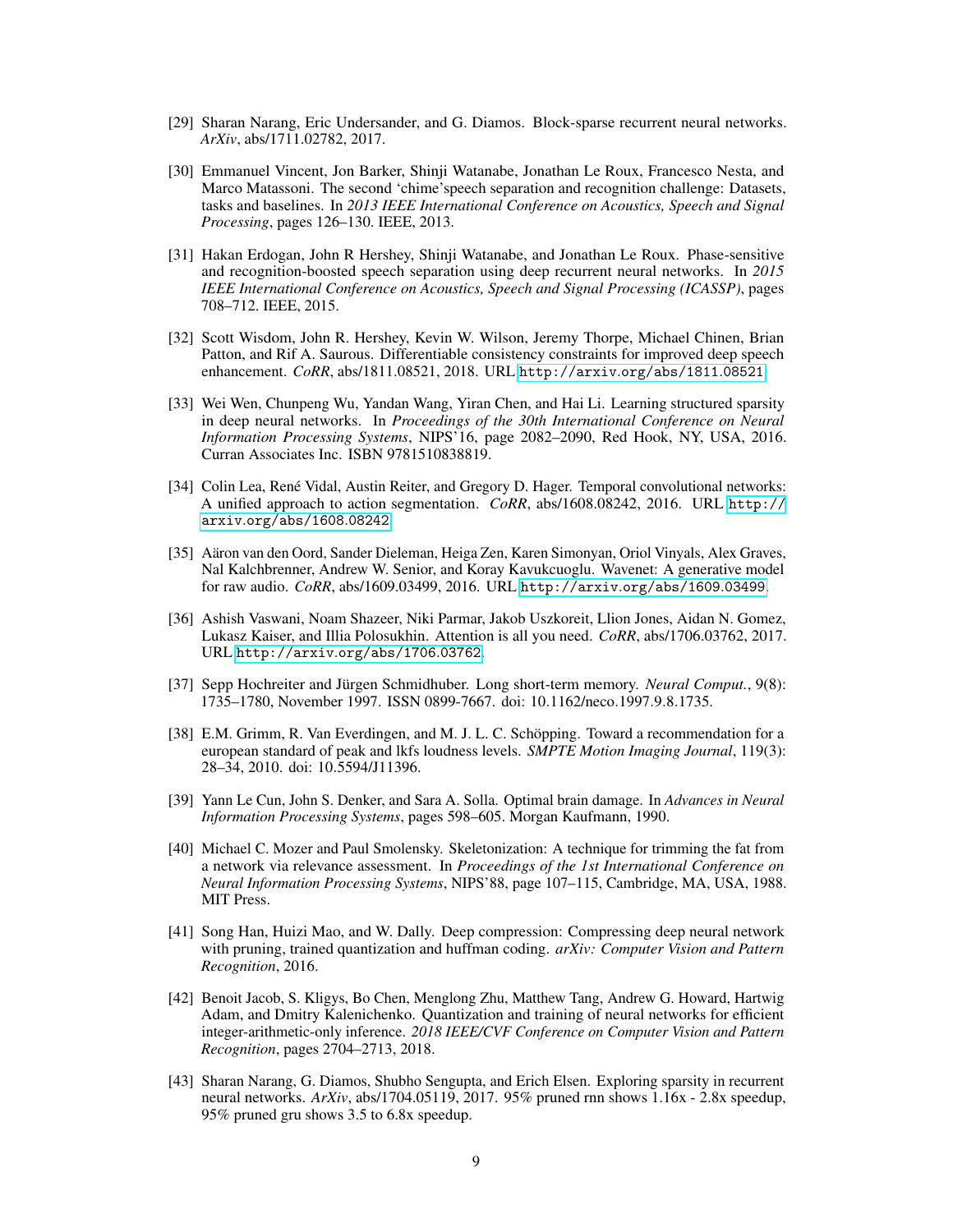[29] Sharan Narang, Eric Undersander, and G. Diamos. Block-sparse recurrent neural networks. *ArXiv*, abs/1711.02782, 2017.

[30] Emmanuel Vincent, Jon Barker, Shinji Watanabe, Jonathan Le Roux, Francesco Nesta, and Marco Matassoni. The second 'chime'speech separation and recognition challenge: Datasets, tasks and baselines. In *2013 IEEE International Conference on Acoustics, Speech and Signal Processing*, pages 126–130. IEEE, 2013.

[31] Hakan Erdogan, John R Hershey, Shinji Watanabe, and Jonathan Le Roux. Phase-sensitive and recognition-boosted speech separation using deep recurrent neural networks. In *2015 IEEE International Conference on Acoustics, Speech and Signal Processing (ICASSP)*, pages 708–712. IEEE, 2015.

[32] Scott Wisdom, John R. Hershey, Kevin W. Wilson, Jeremy Thorpe, Michael Chinen, Brian Patton, and Rif A. Saurous. Differentiable consistency constraints for improved deep speech enhancement. *CoRR*, abs/1811.08521, 2018. URL `http://arxiv.org/abs/1811.08521`.

[33] Wei Wen, Chunpeng Wu, Yandan Wang, Yiran Chen, and Hai Li. Learning structured sparsity in deep neural networks. In *Proceedings of the 30th International Conference on Neural Information Processing Systems*, NIPS'16, page 2082–2090, Red Hook, NY, USA, 2016. Curran Associates Inc. ISBN 9781510838819.

[34] Colin Lea, René Vidal, Austin Reiter, and Gregory D. Hager. Temporal convolutional networks: A unified approach to action segmentation. *CoRR*, abs/1608.08242, 2016. URL `http://arxiv.org/abs/1608.08242`.

[35] Aäron van den Oord, Sander Dieleman, Heiga Zen, Karen Simonyan, Oriol Vinyals, Alex Graves, Nal Kalchbrenner, Andrew W. Senior, and Koray Kavukcuoglu. Wavenet: A generative model for raw audio. *CoRR*, abs/1609.03499, 2016. URL `http://arxiv.org/abs/1609.03499`.

[36] Ashish Vaswani, Noam Shazeer, Niki Parmar, Jakob Uszkoreit, Llion Jones, Aidan N. Gomez, Lukasz Kaiser, and Illia Polosukhin. Attention is all you need. *CoRR*, abs/1706.03762, 2017. URL `http://arxiv.org/abs/1706.03762`.

[37] Sepp Hochreiter and Jürgen Schmidhuber. Long short-term memory. *Neural Comput.*, 9(8): 1735–1780, November 1997. ISSN 0899-7667. doi: 10.1162/neco.1997.9.8.1735.

[38] E.M. Grimm, R. Van Everdingen, and M. J. L. C. Schöpping. Toward a recommendation for a european standard of peak and lkfs loudness levels. *SMPTE Motion Imaging Journal*, 119(3): 28–34, 2010. doi: 10.5594/J11396.

[39] Yann Le Cun, John S. Denker, and Sara A. Solla. Optimal brain damage. In *Advances in Neural Information Processing Systems*, pages 598–605. Morgan Kaufmann, 1990.

[40] Michael C. Mozer and Paul Smolensky. Skeletonization: A technique for trimming the fat from a network via relevance assessment. In *Proceedings of the 1st International Conference on Neural Information Processing Systems*, NIPS'88, page 107–115, Cambridge, MA, USA, 1988. MIT Press.

[41] Song Han, Huizi Mao, and W. Dally. Deep compression: Compressing deep neural network with pruning, trained quantization and huffman coding. *arXiv: Computer Vision and Pattern Recognition*, 2016.

[42] Benoit Jacob, S. Kligys, Bo Chen, Menglong Zhu, Matthew Tang, Andrew G. Howard, Hartwig Adam, and Dmitry Kalenichenko. Quantization and training of neural networks for efficient integer-arithmetic-only inference. *2018 IEEE/CVF Conference on Computer Vision and Pattern Recognition*, pages 2704–2713, 2018.

[43] Sharan Narang, G. Diamos, Shubho Sengupta, and Erich Elsen. Exploring sparsity in recurrent neural networks. *ArXiv*, abs/1704.05119, 2017. 95% pruned rnn shows 1.16x - 2.8x speedup, 95% pruned gru shows 3.5 to 6.8x speedup.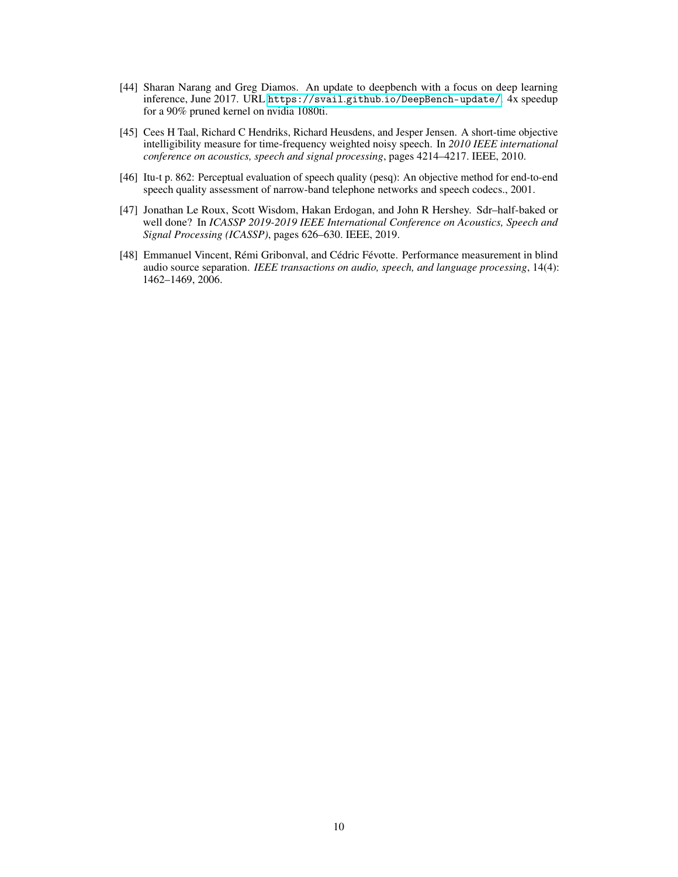[44] Sharan Narang and Greg Diamos. An update to deepbench with a focus on deep learning inference, June 2017. URL https://svail.github.io/DeepBench-update/. 4x speedup for a 90% pruned kernel on nvidia 1080ti.

[45] Cees H Taal, Richard C Hendriks, Richard Heusdens, and Jesper Jensen. A short-time objective intelligibility measure for time-frequency weighted noisy speech. In *2010 IEEE international conference on acoustics, speech and signal processing*, pages 4214–4217. IEEE, 2010.

[46] Itu-t p. 862: Perceptual evaluation of speech quality (pesq): An objective method for end-to-end speech quality assessment of narrow-band telephone networks and speech codecs., 2001.

[47] Jonathan Le Roux, Scott Wisdom, Hakan Erdogan, and John R Hershey. Sdr–half-baked or well done? In *ICASSP 2019-2019 IEEE International Conference on Acoustics, Speech and Signal Processing (ICASSP)*, pages 626–630. IEEE, 2019.

[48] Emmanuel Vincent, Rémi Gribonval, and Cédric Févotte. Performance measurement in blind audio source separation. *IEEE transactions on audio, speech, and language processing*, 14(4): 1462–1469, 2006.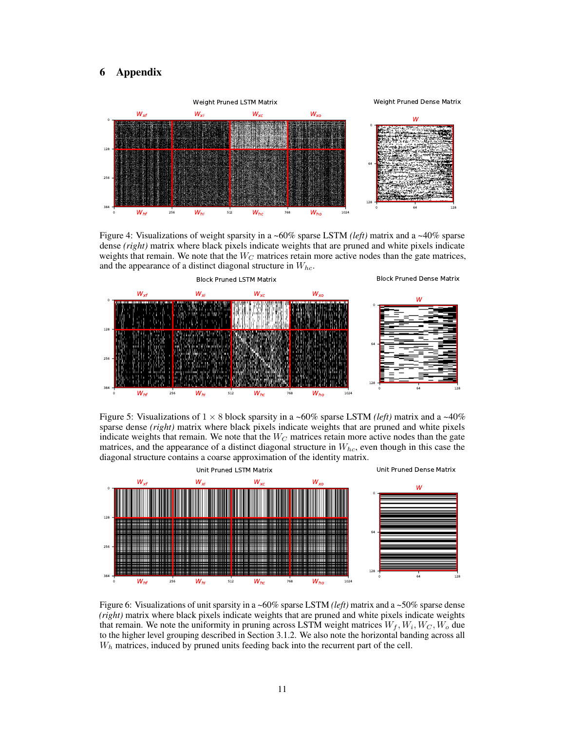## 6 Appendix

Weight Pruned LSTM Matrix

$W_{xf}$ $W_{xi}$ $W_{xc}$ $W_{xo}$

0
128
256
384

0 $W_{hf}$ 256 $W_{hi}$ 512 $W_{hc}$ 768 $W_{ho}$ 1024

Weight Pruned Dense Matrix

$W$

0
64
128

0 64 128

Figure 4: Visualizations of weight sparsity in a ~60% sparse LSTM *(left)* matrix and a ~40% sparse dense *(right)* matrix where black pixels indicate weights that are pruned and white pixels indicate weights that remain. We note that the $W_C$ matrices retain more active nodes than the gate matrices, and the appearance of a distinct diagonal structure in $W_{hc}$.

Block Pruned LSTM Matrix

$W_{xf}$ $W_{xi}$ $W_{xc}$ $W_{xo}$

0
128
256
384

0 $W_{hf}$ 256 $W_{hi}$ 512 $W_{hc}$ 768 $W_{ho}$ 1024

Block Pruned Dense Matrix

$W$

0
64
128

0 64 128

Figure 5: Visualizations of $1 \times 8$ block sparsity in a ~60% sparse LSTM *(left)* matrix and a ~40% sparse dense *(right)* matrix where black pixels indicate weights that are pruned and white pixels indicate weights that remain. We note that the $W_C$ matrices retain more active nodes than the gate matrices, and the appearance of a distinct diagonal structure in $W_{hc}$, even though in this case the diagonal structure contains a coarse approximation of the identity matrix.

Unit Pruned LSTM Matrix

$W_{xf}$ $W_{xi}$ $W_{xc}$ $W_{xo}$

0
128
256
384

0 $W_{hf}$ 256 $W_{hi}$ 512 $W_{hc}$ 768 $W_{ho}$ 1024

Unit Pruned Dense Matrix

$W$

0
64
128

0 64 128

Figure 6: Visualizations of unit sparsity in a ~60% sparse LSTM *(left)* matrix and a ~50% sparse dense *(right)* matrix where black pixels indicate weights that are pruned and white pixels indicate weights that remain. We note the uniformity in pruning across LSTM weight matrices $W_f, W_i, W_C, W_o$ due to the higher level grouping described in Section 3.1.2. We also note the horizontal banding across all $W_h$ matrices, induced by pruned units feeding back into the recurrent part of the cell.